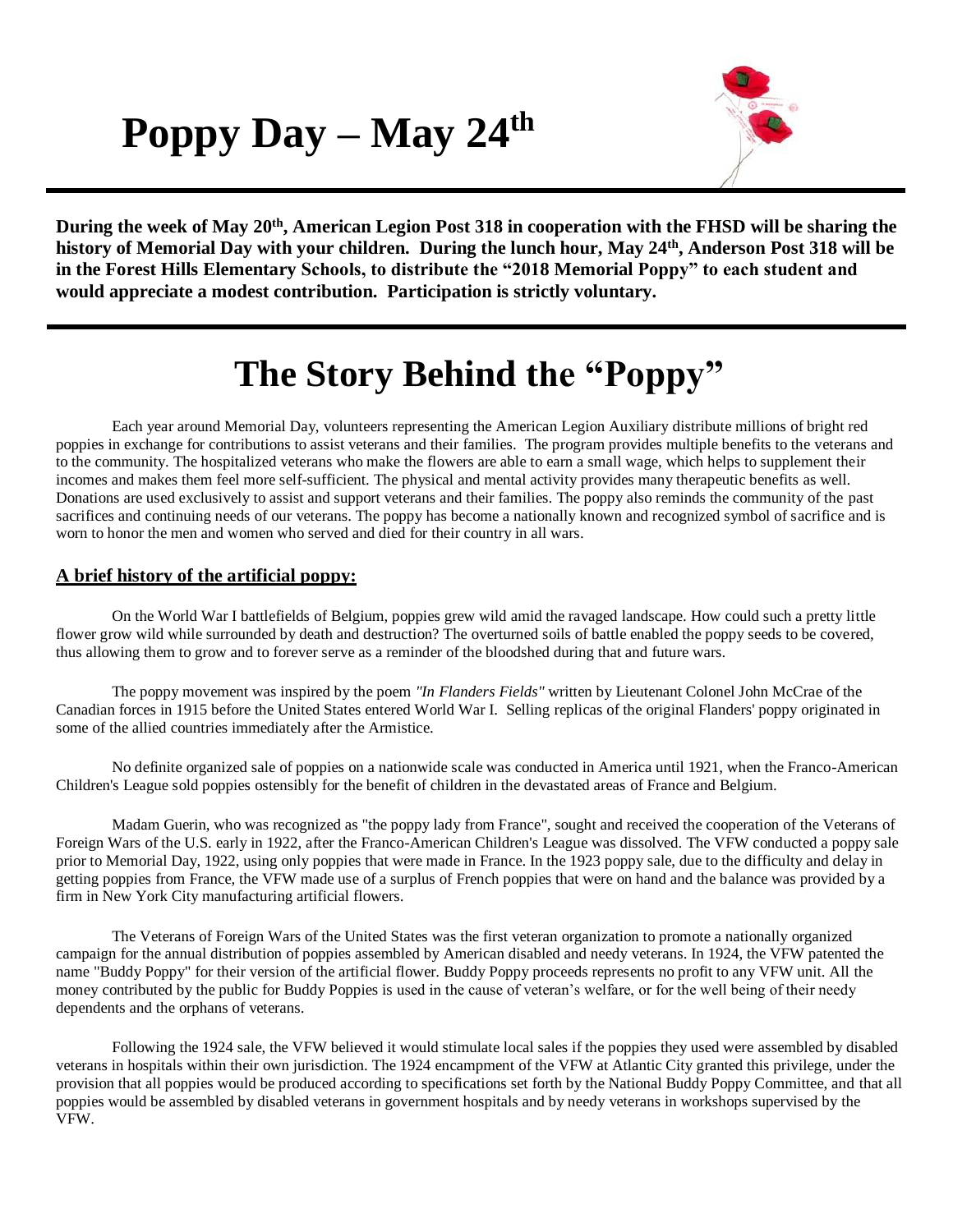# Poppy Day – May 24th

**During the week of May 20th, American Legion Post 318 in cooperation with the FHSD will be sharing the history of Memorial Day with your children. During the lunch hour, May 24th, Anderson Post 318 will be in the Forest Hills Elementary Schools, to distribute the "2018 Memorial Poppy" to each student and would appreciate a modest contribution. Participation is strictly voluntary.**

# The Story Behind the "Poppy"

Each year around Memorial Day, volunteers representing the American Legion Auxiliary distribute millions of bright red poppies in exchange for contributions to assist veterans and their families. The program provides multiple benefits to the veterans and to the community. The hospitalized veterans who make the flowers are able to earn a small wage, which helps to supplement their incomes and makes them feel more self-sufficient. The physical and mental activity provides many therapeutic benefits as well. Donations are used exclusively to assist and support veterans and their families. The poppy also reminds the community of the past sacrifices and continuing needs of our veterans. The poppy has become a nationally known and recognized symbol of sacrifice and is worn to honor the men and women who served and died for their country in all wars.

## A brief history of the artificial poppy:

On the World War I battlefields of Belgium, poppies grew wild amid the ravaged landscape. How could such a pretty little flower grow wild while surrounded by death and destruction? The overturned soils of battle enabled the poppy seeds to be covered, thus allowing them to grow and to forever serve as a reminder of the bloodshed during that and future wars.

The poppy movement was inspired by the poem *"In Flanders Fields"* written by Lieutenant Colonel John McCrae of the Canadian forces in 1915 before the United States entered World War I. Selling replicas of the original Flanders' poppy originated in some of the allied countries immediately after the Armistice.

No definite organized sale of poppies on a nationwide scale was conducted in America until 1921, when the Franco-American Children's League sold poppies ostensibly for the benefit of children in the devastated areas of France and Belgium.

Madam Guerin, who was recognized as "the poppy lady from France", sought and received the cooperation of the Veterans of Foreign Wars of the U.S. early in 1922, after the Franco-American Children's League was dissolved. The VFW conducted a poppy sale prior to Memorial Day, 1922, using only poppies that were made in France. In the 1923 poppy sale, due to the difficulty and delay in getting poppies from France, the VFW made use of a surplus of French poppies that were on hand and the balance was provided by a firm in New York City manufacturing artificial flowers.

The Veterans of Foreign Wars of the United States was the first veteran organization to promote a nationally organized campaign for the annual distribution of poppies assembled by American disabled and needy veterans. In 1924, the VFW patented the name "Buddy Poppy" for their version of the artificial flower. Buddy Poppy proceeds represents no profit to any VFW unit. All the money contributed by the public for Buddy Poppies is used in the cause of veteran's welfare, or for the well being of their needy dependents and the orphans of veterans.

Following the 1924 sale, the VFW believed it would stimulate local sales if the poppies they used were assembled by disabled veterans in hospitals within their own jurisdiction. The 1924 encampment of the VFW at Atlantic City granted this privilege, under the provision that all poppies would be produced according to specifications set forth by the National Buddy Poppy Committee, and that all poppies would be assembled by disabled veterans in government hospitals and by needy veterans in workshops supervised by the VFW.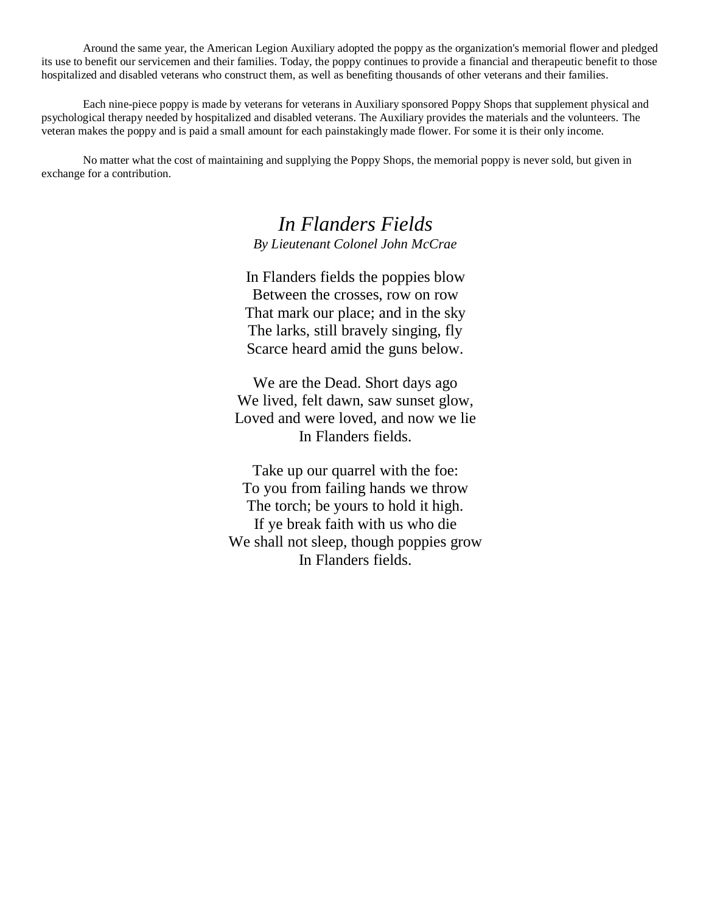Around the same year, the American Legion Auxiliary adopted the poppy as the organization's memorial flower and pledged its use to benefit our servicemen and their families. Today, the poppy continues to provide a financial and therapeutic benefit to those hospitalized and disabled veterans who construct them, as well as benefiting thousands of other veterans and their families.

Each nine-piece poppy is made by veterans for veterans in Auxiliary sponsored Poppy Shops that supplement physical and psychological therapy needed by hospitalized and disabled veterans. The Auxiliary provides the materials and the volunteers. The veteran makes the poppy and is paid a small amount for each painstakingly made flower. For some it is their only income.

No matter what the cost of maintaining and supplying the Poppy Shops, the memorial poppy is never sold, but given in exchange for a contribution.

## *In Flanders Fields*

*By Lieutenant Colonel John McCrae*

In Flanders fields the poppies blow
Between the crosses, row on row
That mark our place; and in the sky
The larks, still bravely singing, fly
Scarce heard amid the guns below.

We are the Dead. Short days ago
We lived, felt dawn, saw sunset glow,
Loved and were loved, and now we lie
In Flanders fields.

Take up our quarrel with the foe:
To you from failing hands we throw
The torch; be yours to hold it high.
If ye break faith with us who die
We shall not sleep, though poppies grow
In Flanders fields.